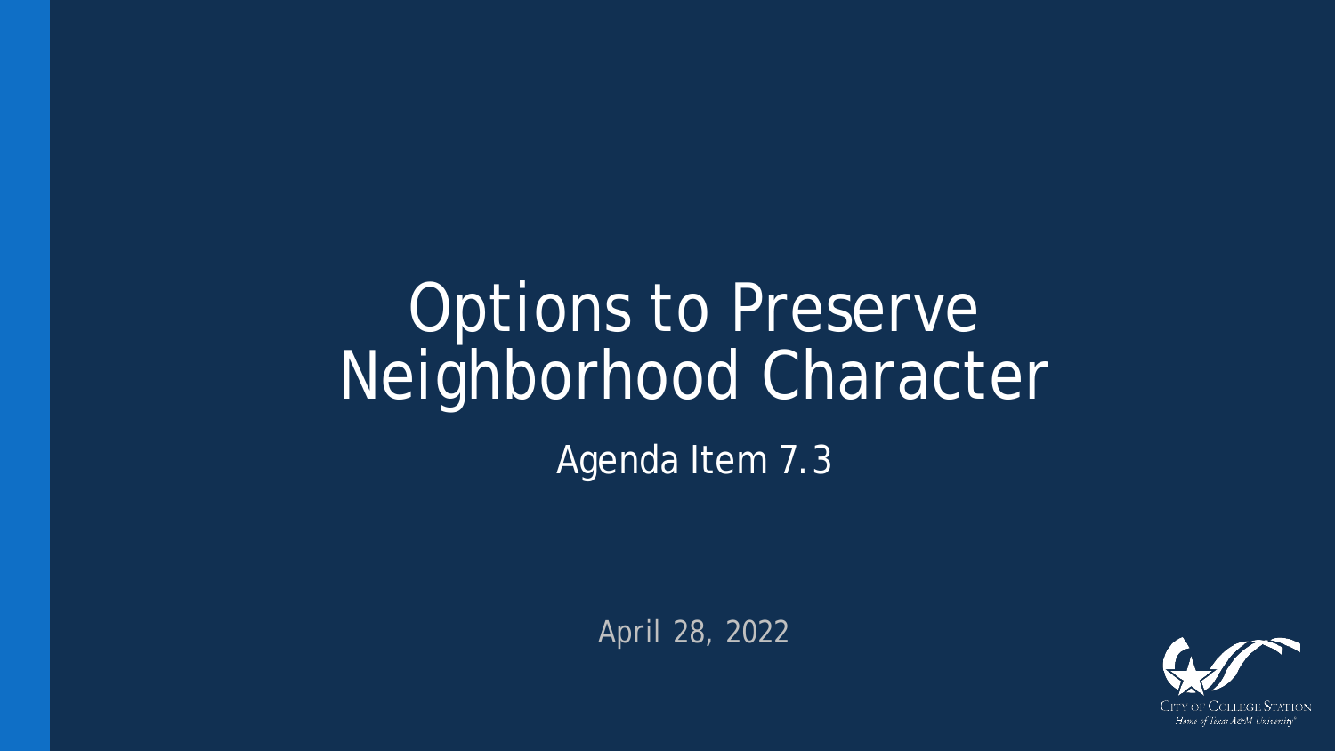# Options to Preserve Neighborhood Character

Agenda Item 7.3

April 28, 2022

City of College Station
*Home of Texas A&M University*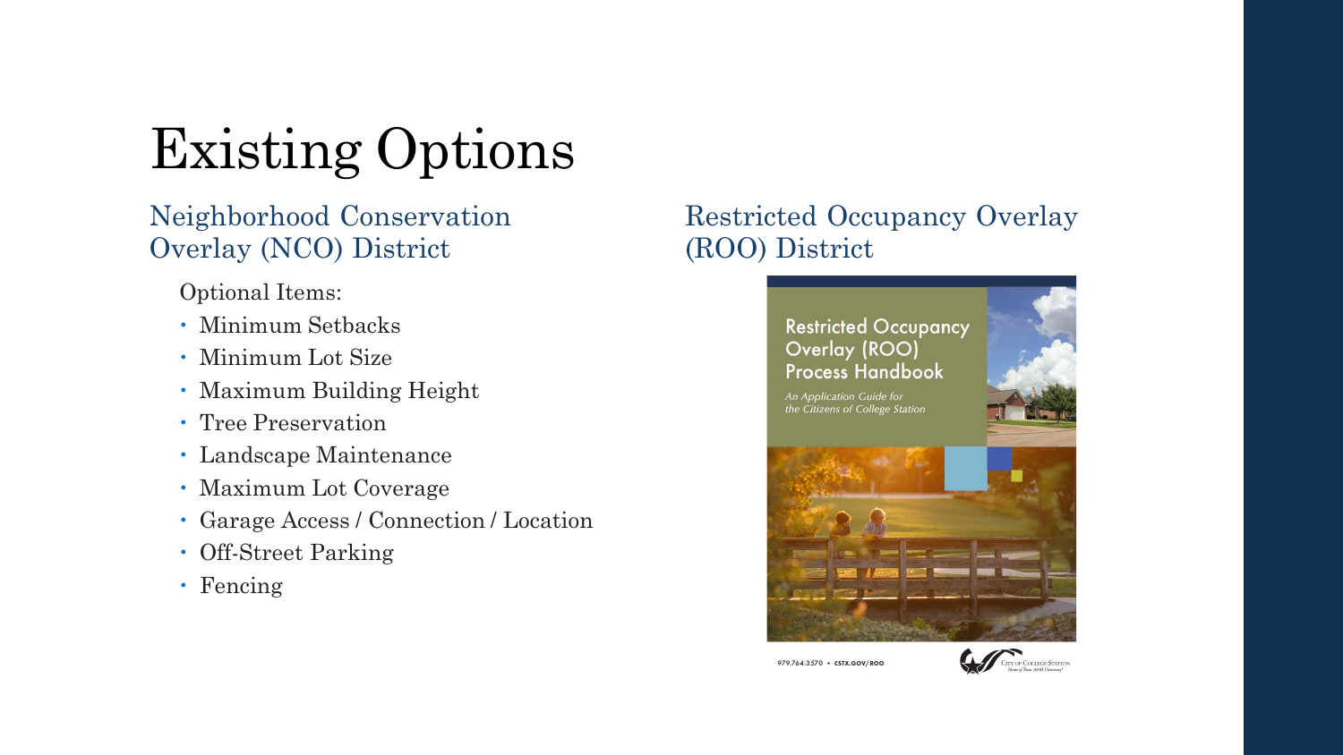# Existing Options

## Neighborhood Conservation Overlay (NCO) District

Optional Items:

- Minimum Setbacks
- Minimum Lot Size
- Maximum Building Height
- Tree Preservation
- Landscape Maintenance
- Maximum Lot Coverage
- Garage Access / Connection / Location
- Off-Street Parking
- Fencing

## Restricted Occupancy Overlay (ROO) District

Restricted Occupancy Overlay (ROO) Process Handbook

*An Application Guide for the Citizens of College Station*

979.764.3570 • CSTX.GOV/ROO

City of College Station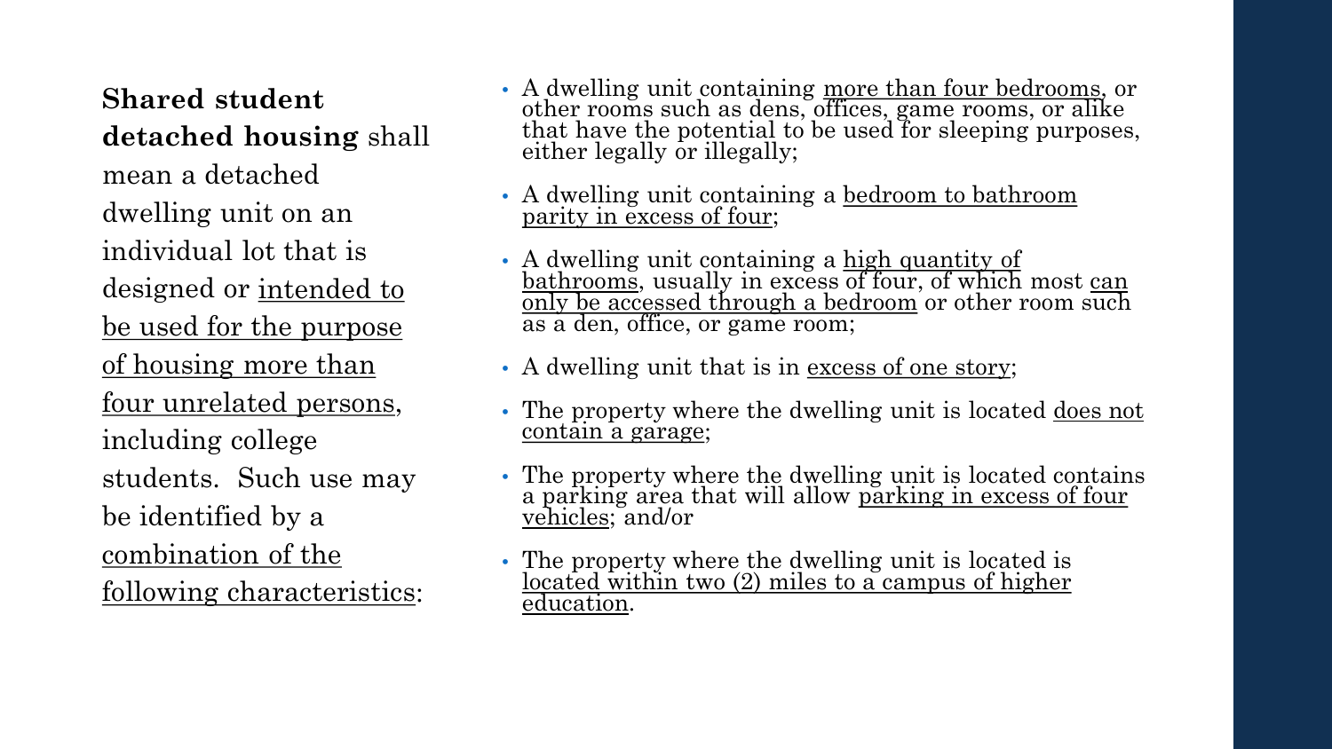**Shared student detached housing** shall mean a detached dwelling unit on an individual lot that is designed or intended to be used for the purpose of housing more than four unrelated persons, including college students. Such use may be identified by a combination of the following characteristics:

- A dwelling unit containing more than four bedrooms, or other rooms such as dens, offices, game rooms, or alike that have the potential to be used for sleeping purposes, either legally or illegally;
- A dwelling unit containing a bedroom to bathroom parity in excess of four;
- A dwelling unit containing a high quantity of bathrooms, usually in excess of four, of which most can only be accessed through a bedroom or other room such as a den, office, or game room;
- A dwelling unit that is in excess of one story;
- The property where the dwelling unit is located does not contain a garage;
- The property where the dwelling unit is located contains a parking area that will allow parking in excess of four vehicles; and/or
- The property where the dwelling unit is located is located within two (2) miles to a campus of higher education.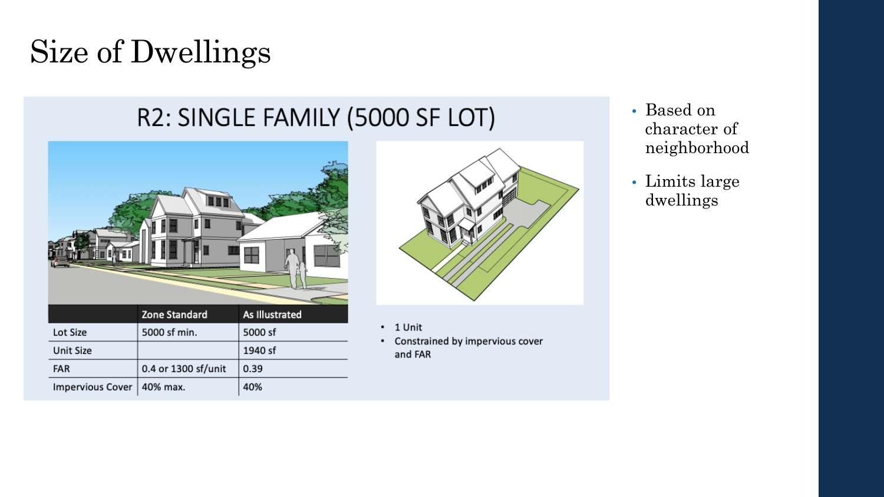# Size of Dwellings

## R2: SINGLE FAMILY (5000 SF LOT)

| | Zone Standard | As Illustrated |
|---|---|---|
| Lot Size | 5000 sf min. | 5000 sf |
| Unit Size | | 1940 sf |
| FAR | 0.4 or 1300 sf/unit | 0.39 |
| Impervious Cover | 40% max. | 40% |

- 1 Unit
- Constrained by impervious cover and FAR

- Based on character of neighborhood
- Limits large dwellings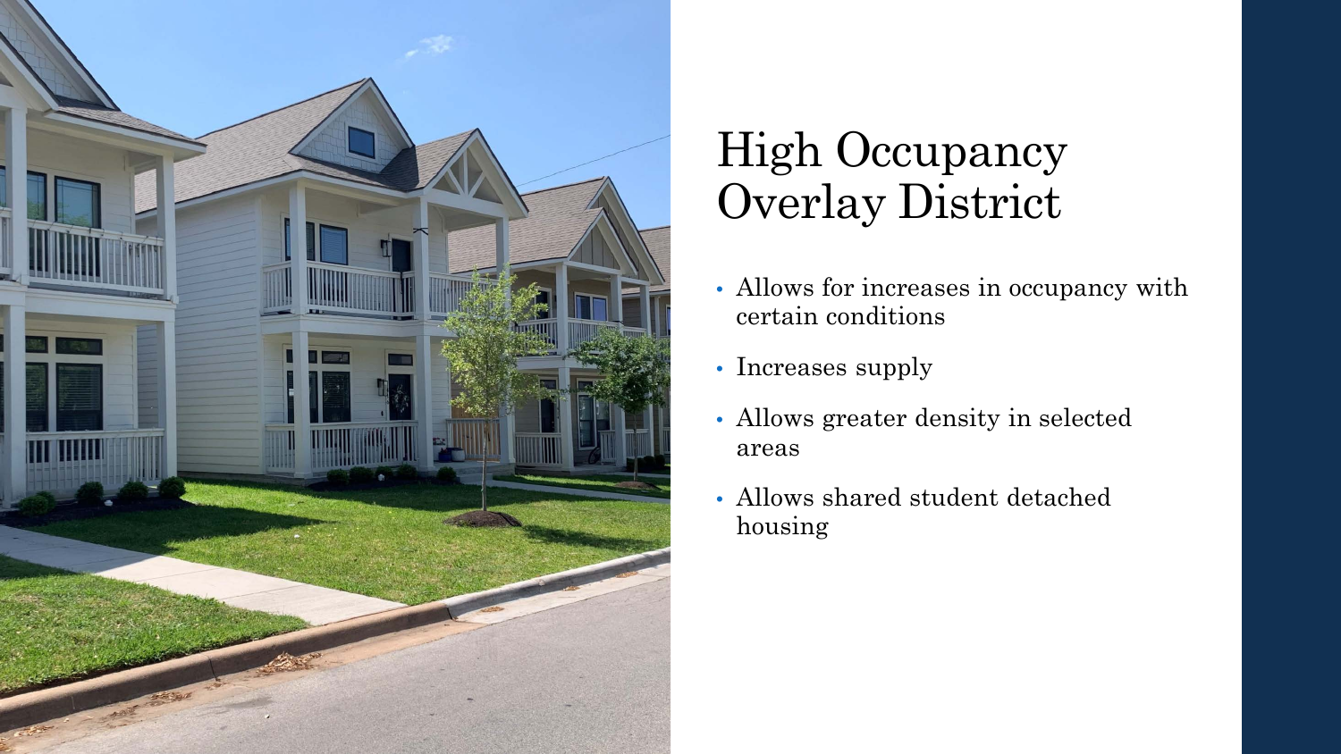# High Occupancy Overlay District

- Allows for increases in occupancy with certain conditions
- Increases supply
- Allows greater density in selected areas
- Allows shared student detached housing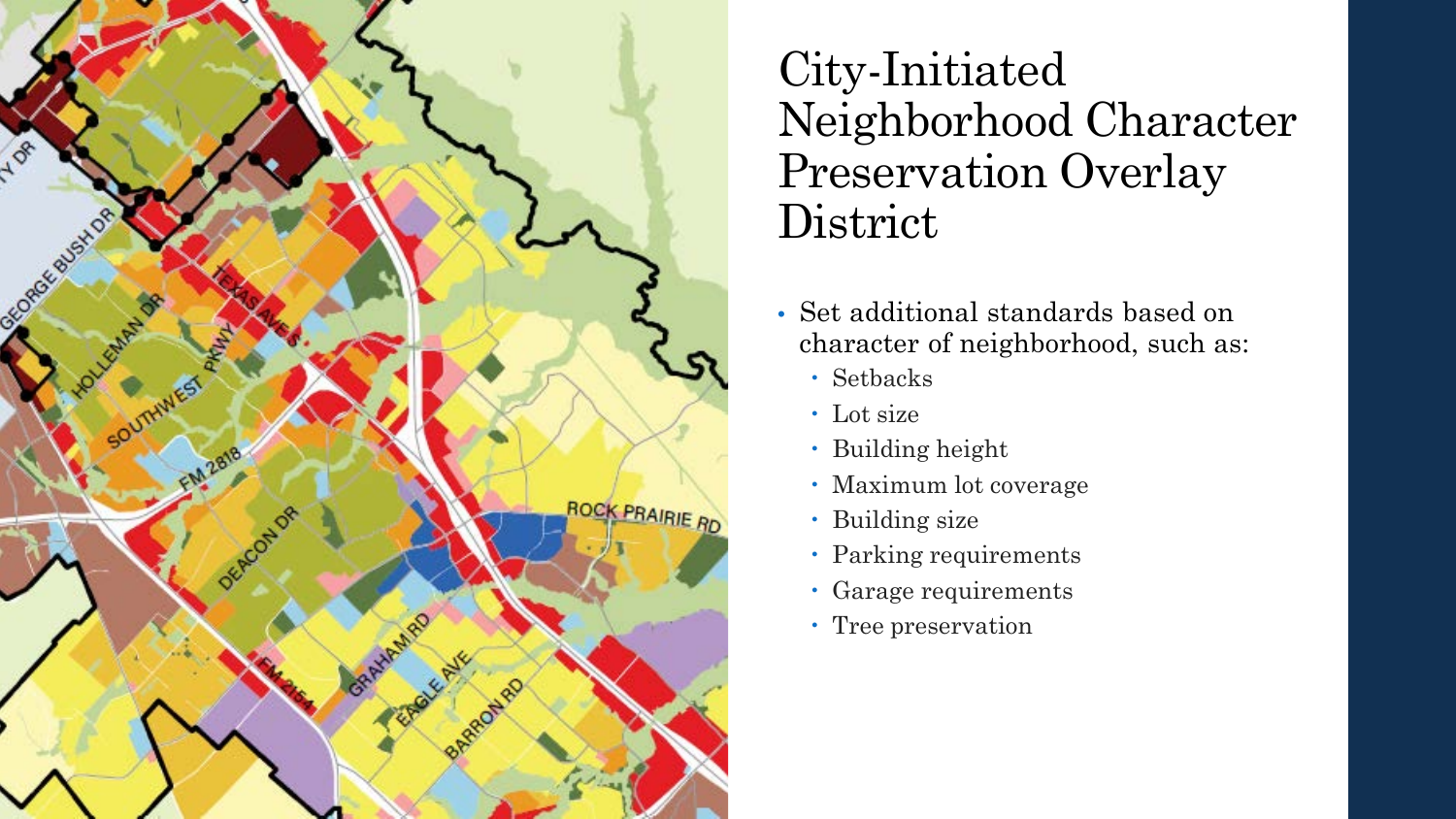# City-Initiated Neighborhood Character Preservation Overlay District

- Set additional standards based on character of neighborhood, such as:
  - Setbacks
  - Lot size
  - Building height
  - Maximum lot coverage
  - Building size
  - Parking requirements
  - Garage requirements
  - Tree preservation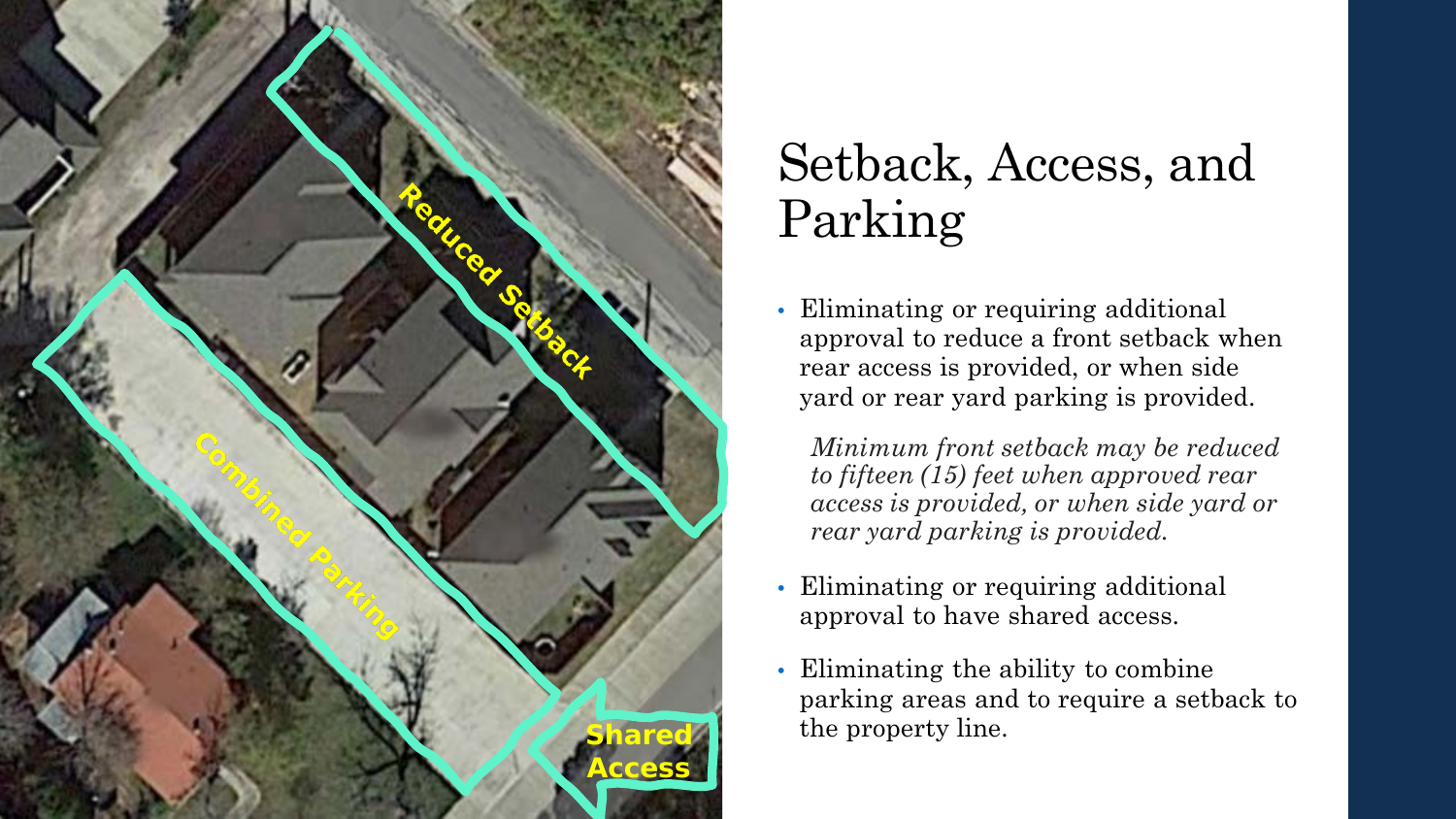# Setback, Access, and Parking

- Eliminating or requiring additional approval to reduce a front setback when rear access is provided, or when side yard or rear yard parking is provided.

  *Minimum front setback may be reduced to fifteen (15) feet when approved rear access is provided, or when side yard or rear yard parking is provided.*

- Eliminating or requiring additional approval to have shared access.
- Eliminating the ability to combine parking areas and to require a setback to the property line.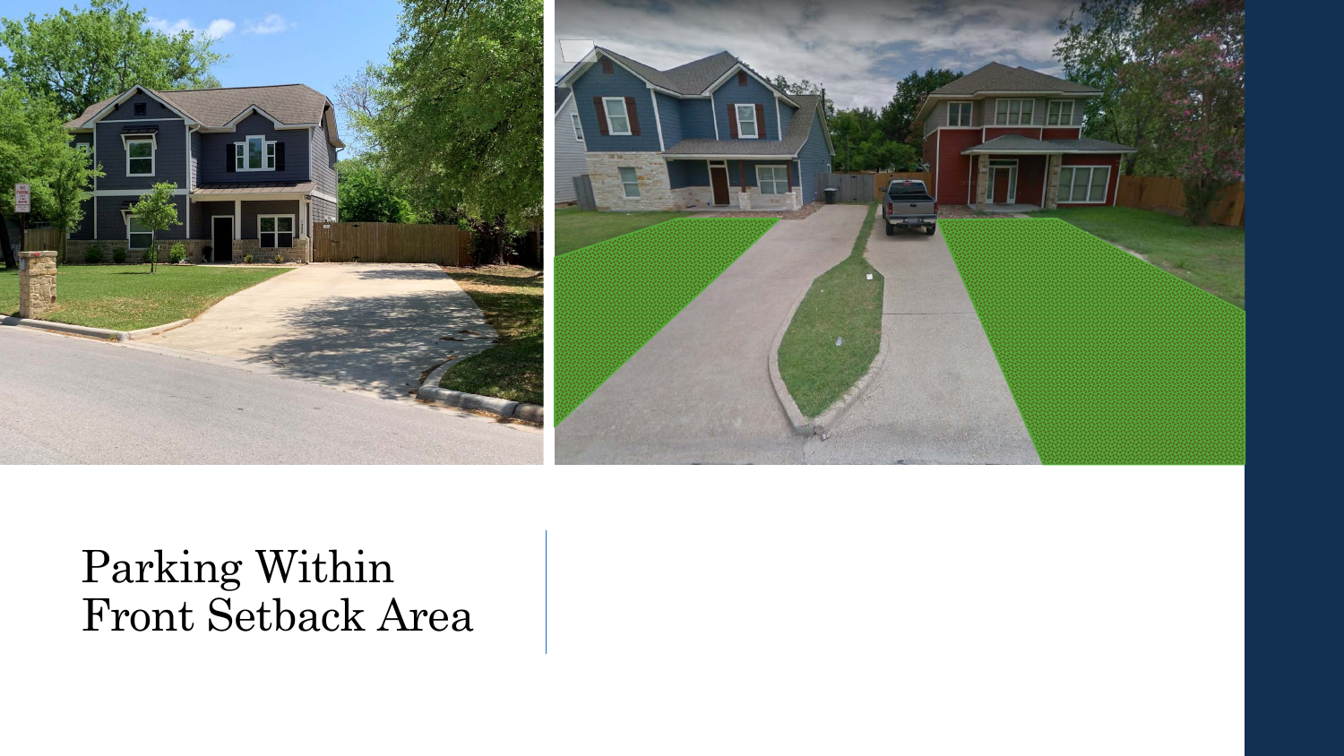# Parking Within Front Setback Area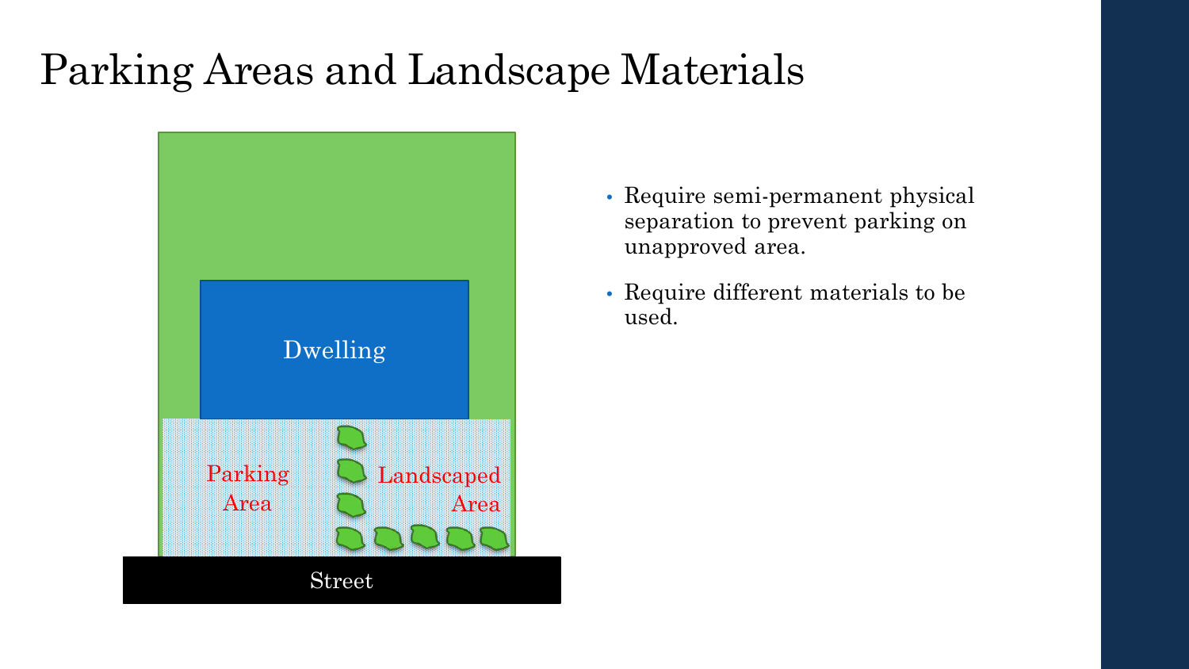# Parking Areas and Landscape Materials

Dwelling

Parking Area

Landscaped Area

Street

- Require semi-permanent physical separation to prevent parking on unapproved area.
- Require different materials to be used.